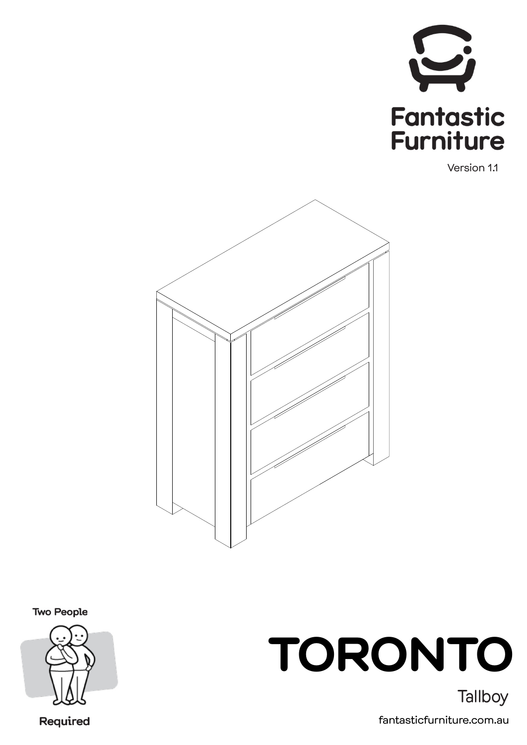Fantastic Furniture

Version 1.1

Two People Required

# TORONTO

Tallboy

fantasticfurniture.com.au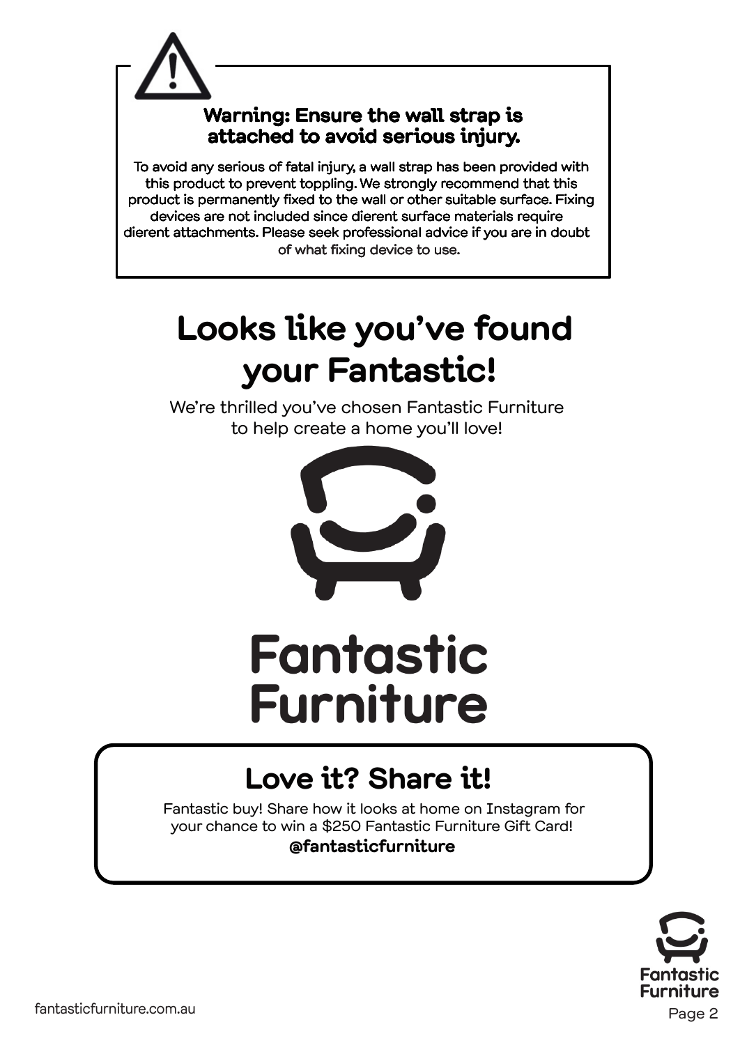**Warning: Ensure the wall strap is attached to avoid serious injury.**

To avoid any serious of fatal injury, a wall strap has been provided with this product to prevent toppling. We strongly recommend that this product is permanently fixed to the wall or other suitable surface. Fixing devices are not included since dierent surface materials require dierent attachments. Please seek professional advice if you are in doubt of what fixing device to use.

# Looks like you've found your Fantastic!

We're thrilled you've chosen Fantastic Furniture to help create a home you'll love!

Fantastic Furniture

## Love it? Share it!

Fantastic buy! Share how it looks at home on Instagram for your chance to win a $250 Fantastic Furniture Gift Card!

**@fantasticfurniture**

fantasticfurniture.com.au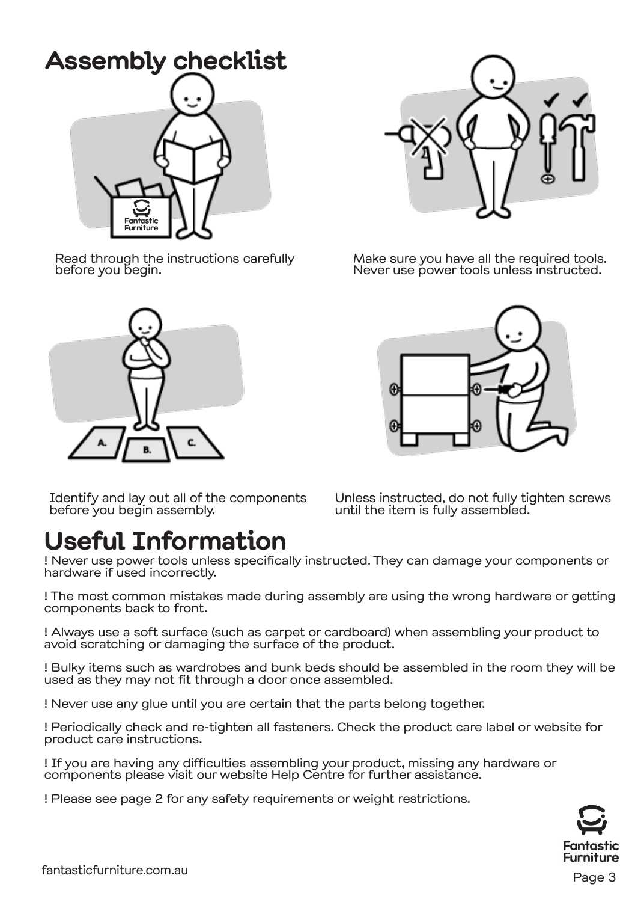# Assembly checklist

Read through the instructions carefully before you begin.

Make sure you have all the required tools. Never use power tools unless instructed.

Identify and lay out all of the components before you begin assembly.

Unless instructed, do not fully tighten screws until the item is fully assembled.

# Useful Information

! Never use power tools unless specifically instructed. They can damage your components or hardware if used incorrectly.

! The most common mistakes made during assembly are using the wrong hardware or getting components back to front.

! Always use a soft surface (such as carpet or cardboard) when assembling your product to avoid scratching or damaging the surface of the product.

! Bulky items such as wardrobes and bunk beds should be assembled in the room they will be used as they may not fit through a door once assembled.

! Never use any glue until you are certain that the parts belong together.

! Periodically check and re-tighten all fasteners. Check the product care label or website for product care instructions.

! If you are having any difficulties assembling your product, missing any hardware or components please visit our website Help Centre for further assistance.

! Please see page 2 for any safety requirements or weight restrictions.

fantasticfurniture.com.au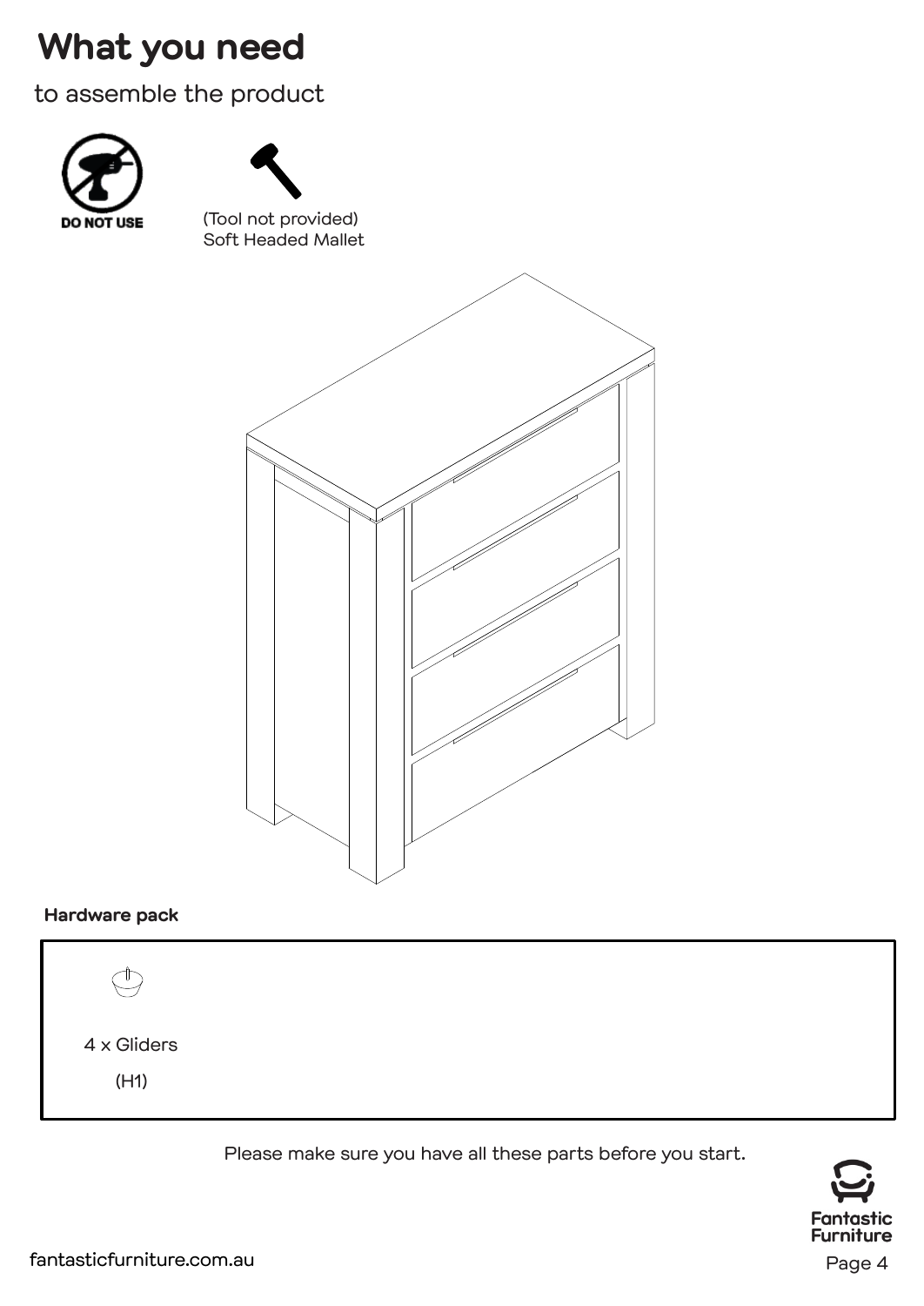# What you need

to assemble the product

DO NOT USE

(Tool not provided)
Soft Headed Mallet

**Hardware pack**

4 x Gliders

(H1)

Please make sure you have all these parts before you start.

fantasticfurniture.com.au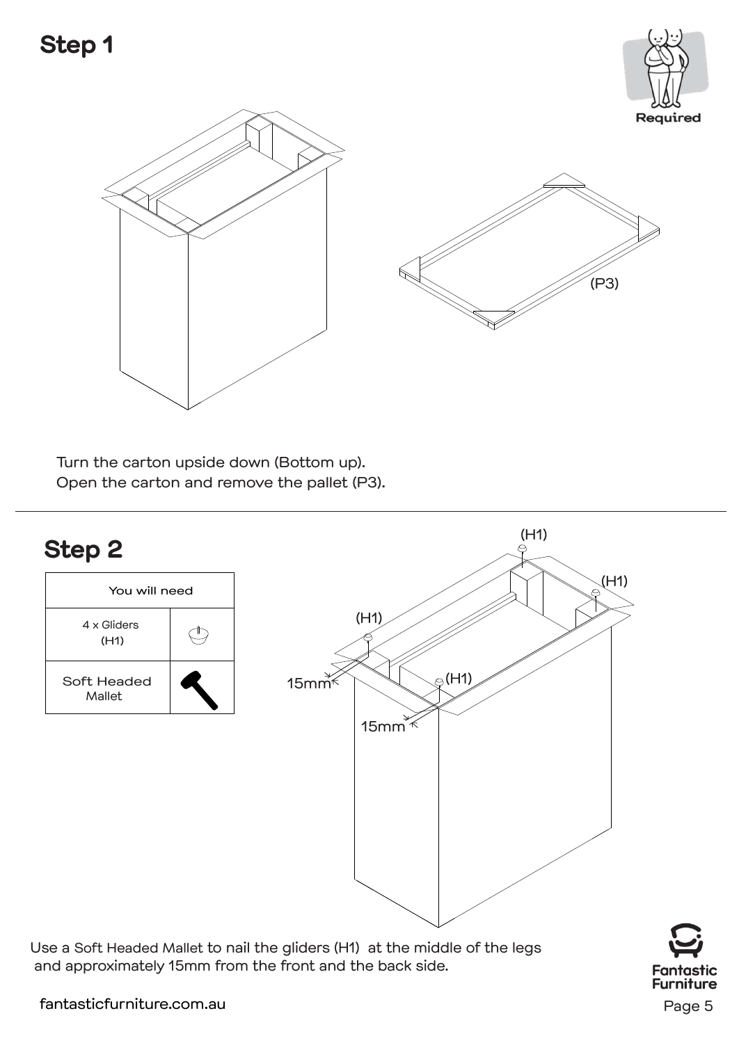## Step 1

Required

(P3)

Turn the carton upside down (Bottom up).
Open the carton and remove the pallet (P3).

## Step 2

| You will need | |
| --- | --- |
| 4 x Gliders (H1) | |
| Soft Headed Mallet | |

(H1) (H1) (H1) (H1)

15mm 15mm

Use a Soft Headed Mallet to nail the gliders (H1) at the middle of the legs and approximately 15mm from the front and the back side.

fantasticfurniture.com.au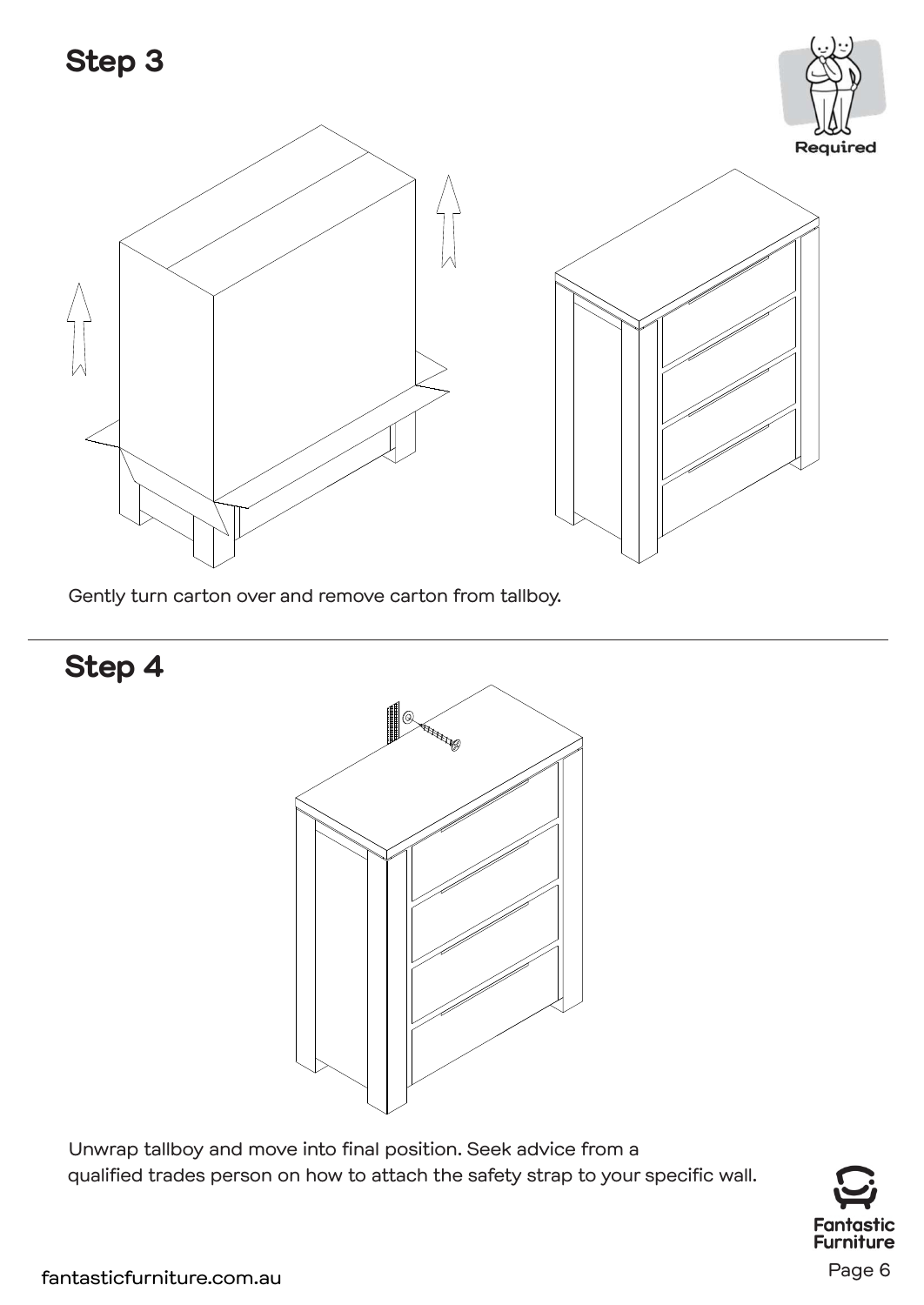## Step 3

Required

Gently turn carton over and remove carton from tallboy.

## Step 4

Unwrap tallboy and move into final position. Seek advice from a qualified trades person on how to attach the safety strap to your specific wall.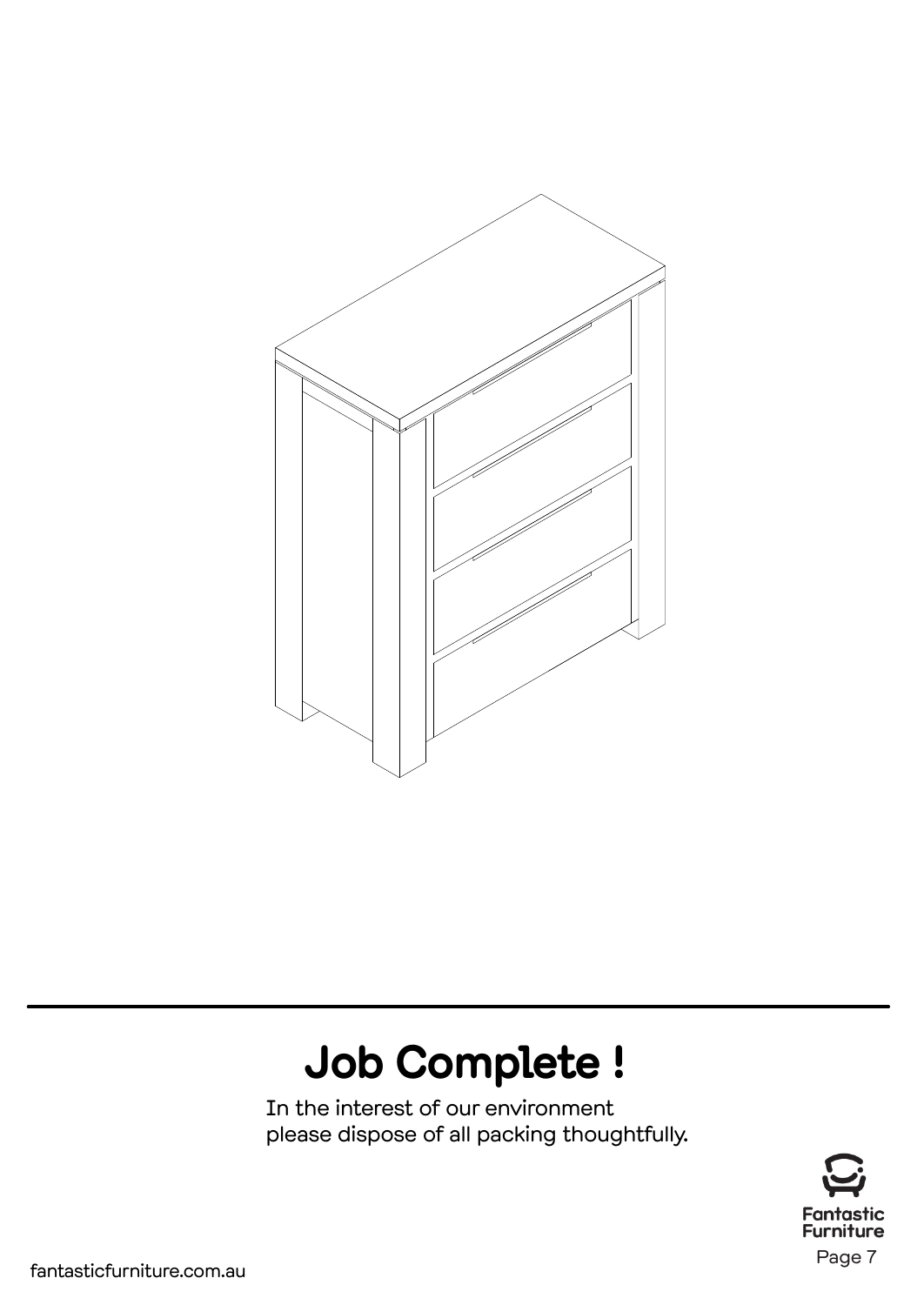# Job Complete !

In the interest of our environment
please dispose of all packing thoughtfully.

Fantastic Furniture

fantasticfurniture.com.au